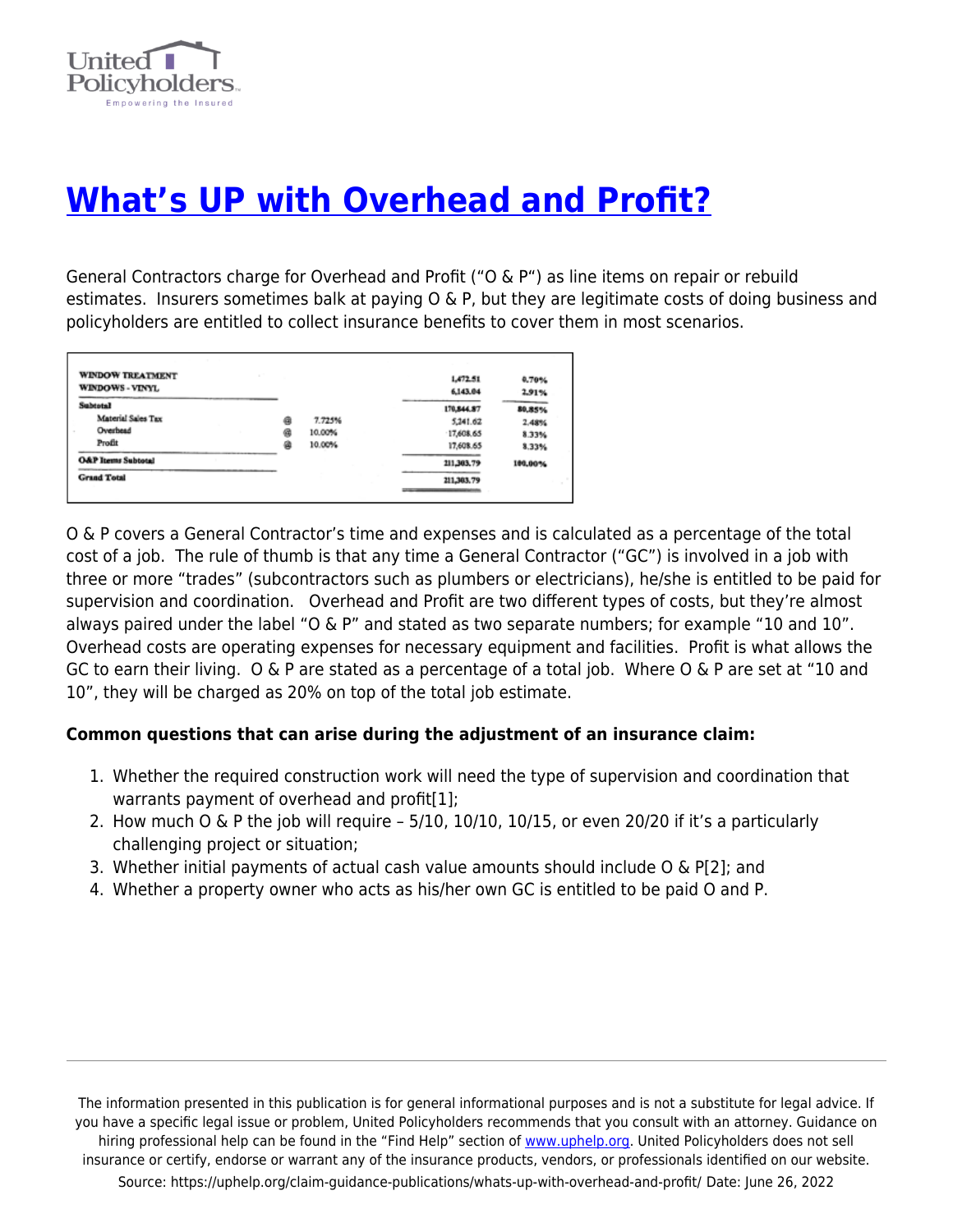# What's UP with Overhead and Profit?

General Contractors charge for Overhead and Profit ("O & P") as line items on repair or rebuild estimates. Insurers sometimes balk at paying O & P, but they are legitimate costs of doing business and policyholders are entitled to collect insurance benefits to cover them in most scenarios.

| | | | | |
|---|---|---|---|---|
| WINDOW TREATMENT | | | 1,472.51 | 0.70% |
| WINDOWS - VINYL | | | 6,143.04 | 2.91% |
| **Subtotal** | | | 170,844.87 | 80.85% |
| Material Sales Tax | @ | 7.725% | 5,241.62 | 2.48% |
| Overhead | @ | 10.00% | 17,608.65 | 8.33% |
| Profit | @ | 10.00% | 17,608.65 | 8.33% |
| **O&P Items Subtotal** | | | 211,303.79 | 100.00% |
| **Grand Total** | | | 211,303.79 | |

O & P covers a General Contractor's time and expenses and is calculated as a percentage of the total cost of a job. The rule of thumb is that any time a General Contractor ("GC") is involved in a job with three or more "trades" (subcontractors such as plumbers or electricians), he/she is entitled to be paid for supervision and coordination. Overhead and Profit are two different types of costs, but they're almost always paired under the label "O & P" and stated as two separate numbers; for example "10 and 10". Overhead costs are operating expenses for necessary equipment and facilities. Profit is what allows the GC to earn their living. O & P are stated as a percentage of a total job. Where O & P are set at "10 and 10", they will be charged as 20% on top of the total job estimate.

**Common questions that can arise during the adjustment of an insurance claim:**

1. Whether the required construction work will need the type of supervision and coordination that warrants payment of overhead and profit[1];
2. How much O & P the job will require – 5/10, 10/10, 10/15, or even 20/20 if it's a particularly challenging project or situation;
3. Whether initial payments of actual cash value amounts should include O & P[2]; and
4. Whether a property owner who acts as his/her own GC is entitled to be paid O and P.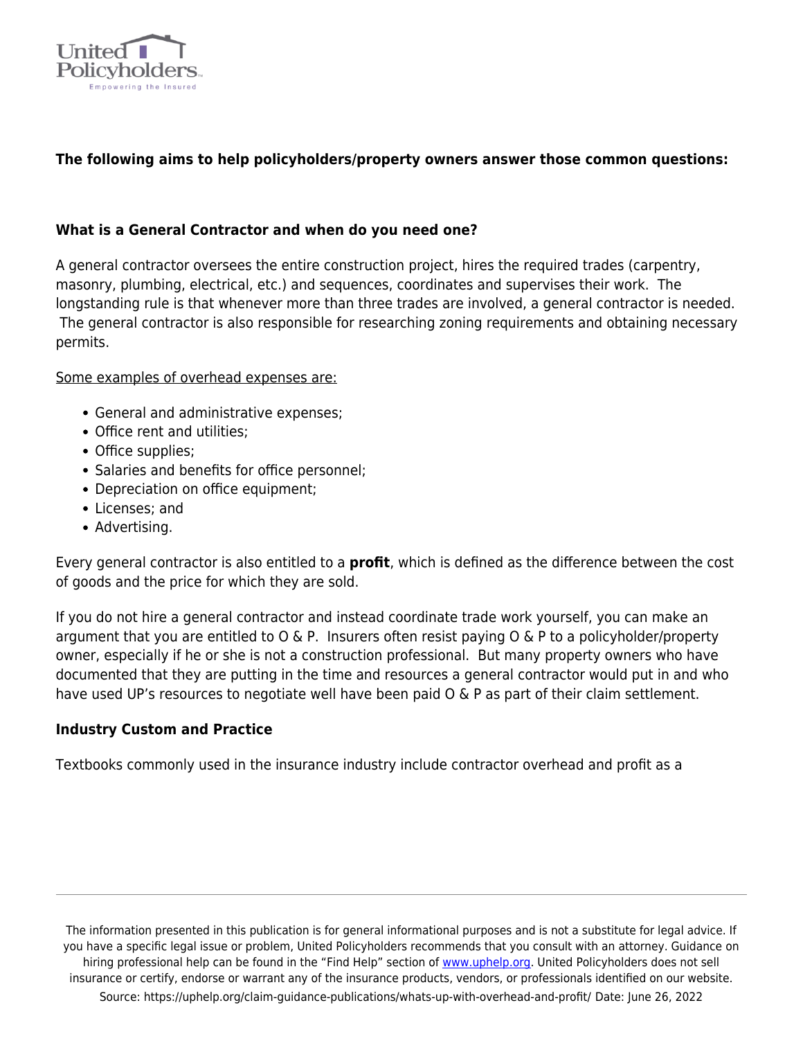**The following aims to help policyholders/property owners answer those common questions:**

**What is a General Contractor and when do you need one?**

A general contractor oversees the entire construction project, hires the required trades (carpentry, masonry, plumbing, electrical, etc.) and sequences, coordinates and supervises their work. The longstanding rule is that whenever more than three trades are involved, a general contractor is needed. The general contractor is also responsible for researching zoning requirements and obtaining necessary permits.

<u>Some examples of overhead expenses are:</u>

- General and administrative expenses;
- Office rent and utilities;
- Office supplies;
- Salaries and benefits for office personnel;
- Depreciation on office equipment;
- Licenses; and
- Advertising.

Every general contractor is also entitled to a **profit**, which is defined as the difference between the cost of goods and the price for which they are sold.

If you do not hire a general contractor and instead coordinate trade work yourself, you can make an argument that you are entitled to O & P. Insurers often resist paying O & P to a policyholder/property owner, especially if he or she is not a construction professional. But many property owners who have documented that they are putting in the time and resources a general contractor would put in and who have used UP's resources to negotiate well have been paid O & P as part of their claim settlement.

**Industry Custom and Practice**

Textbooks commonly used in the insurance industry include contractor overhead and profit as a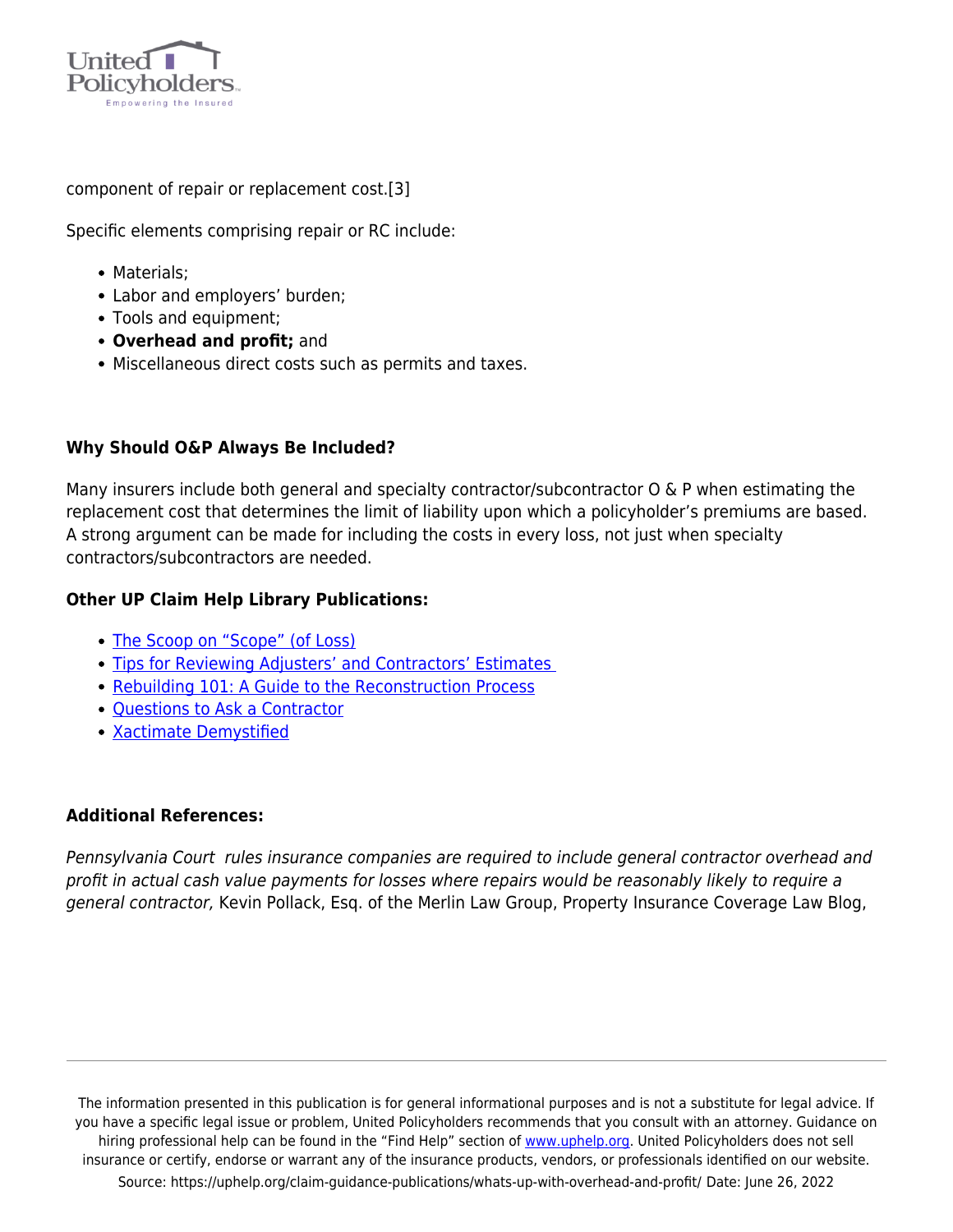component of repair or replacement cost.[3]

Specific elements comprising repair or RC include:

- Materials;
- Labor and employers' burden;
- Tools and equipment;
- **Overhead and profit;** and
- Miscellaneous direct costs such as permits and taxes.

**Why Should O&P Always Be Included?**

Many insurers include both general and specialty contractor/subcontractor O & P when estimating the replacement cost that determines the limit of liability upon which a policyholder's premiums are based. A strong argument can be made for including the costs in every loss, not just when specialty contractors/subcontractors are needed.

**Other UP Claim Help Library Publications:**

- The Scoop on "Scope" (of Loss)
- Tips for Reviewing Adjusters' and Contractors' Estimates
- Rebuilding 101: A Guide to the Reconstruction Process
- Questions to Ask a Contractor
- Xactimate Demystified

**Additional References:**

*Pennsylvania Court rules insurance companies are required to include general contractor overhead and profit in actual cash value payments for losses where repairs would be reasonably likely to require a general contractor,* Kevin Pollack, Esq. of the Merlin Law Group, Property Insurance Coverage Law Blog,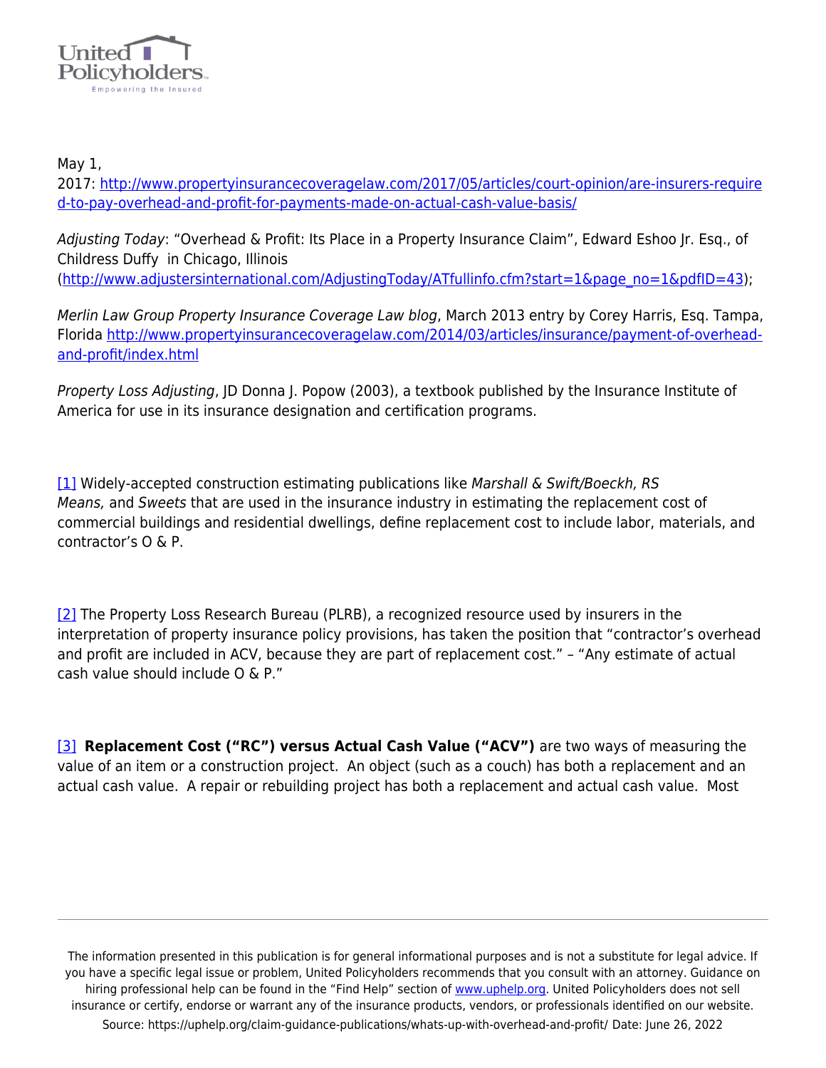May 1, 2017: [http://www.propertyinsurancecoveragelaw.com/2017/05/articles/court-opinion/are-insurers-required-to-pay-overhead-and-profit-for-payments-made-on-actual-cash-value-basis/](http://www.propertyinsurancecoveragelaw.com/2017/05/articles/court-opinion/are-insurers-required-to-pay-overhead-and-profit-for-payments-made-on-actual-cash-value-basis/)

*Adjusting Today*: "Overhead & Profit: Its Place in a Property Insurance Claim", Edward Eshoo Jr. Esq., of Childress Duffy in Chicago, Illinois ([http://www.adjustersinternational.com/AdjustingToday/ATfullinfo.cfm?start=1&page_no=1&pdfID=43](http://www.adjustersinternational.com/AdjustingToday/ATfullinfo.cfm?start=1&page_no=1&pdfID=43));

*Merlin Law Group Property Insurance Coverage Law blog*, March 2013 entry by Corey Harris, Esq. Tampa, Florida [http://www.propertyinsurancecoveragelaw.com/2014/03/articles/insurance/payment-of-overhead-and-profit/index.html](http://www.propertyinsurancecoveragelaw.com/2014/03/articles/insurance/payment-of-overhead-and-profit/index.html)

*Property Loss Adjusting*, JD Donna J. Popow (2003), a textbook published by the Insurance Institute of America for use in its insurance designation and certification programs.

[1] Widely-accepted construction estimating publications like *Marshall & Swift/Boeckh, RS Means,* and *Sweets* that are used in the insurance industry in estimating the replacement cost of commercial buildings and residential dwellings, define replacement cost to include labor, materials, and contractor's O & P.

[2] The Property Loss Research Bureau (PLRB), a recognized resource used by insurers in the interpretation of property insurance policy provisions, has taken the position that "contractor's overhead and profit are included in ACV, because they are part of replacement cost." – "Any estimate of actual cash value should include O & P."

[3] **Replacement Cost ("RC") versus Actual Cash Value ("ACV")** are two ways of measuring the value of an item or a construction project. An object (such as a couch) has both a replacement and an actual cash value. A repair or rebuilding project has both a replacement and actual cash value. Most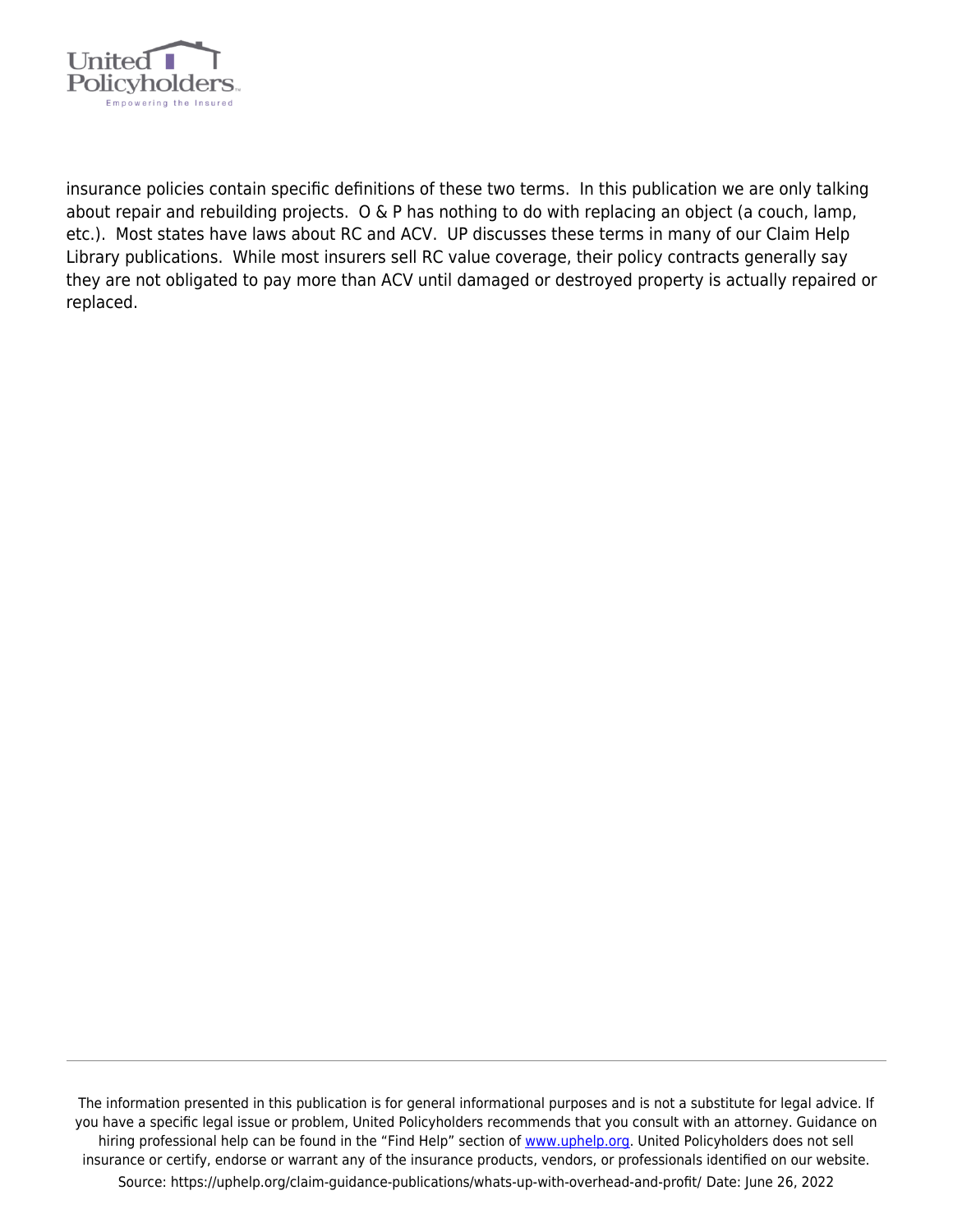insurance policies contain specific definitions of these two terms. In this publication we are only talking about repair and rebuilding projects. O & P has nothing to do with replacing an object (a couch, lamp, etc.). Most states have laws about RC and ACV. UP discusses these terms in many of our Claim Help Library publications. While most insurers sell RC value coverage, their policy contracts generally say they are not obligated to pay more than ACV until damaged or destroyed property is actually repaired or replaced.